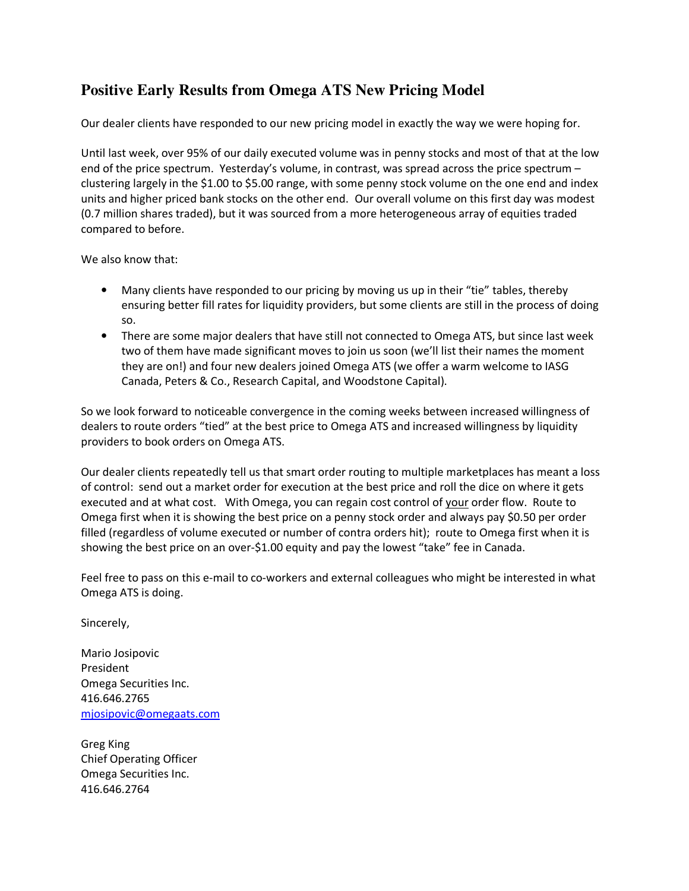# Positive Early Results from Omega ATS New Pricing Model

Our dealer clients have responded to our new pricing model in exactly the way we were hoping for.

Until last week, over 95% of our daily executed volume was in penny stocks and most of that at the low end of the price spectrum. Yesterday's volume, in contrast, was spread across the price spectrum – clustering largely in the $1.00 to $5.00 range, with some penny stock volume on the one end and index units and higher priced bank stocks on the other end. Our overall volume on this first day was modest (0.7 million shares traded), but it was sourced from a more heterogeneous array of equities traded compared to before.

We also know that:

- Many clients have responded to our pricing by moving us up in their "tie" tables, thereby ensuring better fill rates for liquidity providers, but some clients are still in the process of doing so.
- There are some major dealers that have still not connected to Omega ATS, but since last week two of them have made significant moves to join us soon (we'll list their names the moment they are on!) and four new dealers joined Omega ATS (we offer a warm welcome to IASG Canada, Peters & Co., Research Capital, and Woodstone Capital).

So we look forward to noticeable convergence in the coming weeks between increased willingness of dealers to route orders "tied" at the best price to Omega ATS and increased willingness by liquidity providers to book orders on Omega ATS.

Our dealer clients repeatedly tell us that smart order routing to multiple marketplaces has meant a loss of control: send out a market order for execution at the best price and roll the dice on where it gets executed and at what cost. With Omega, you can regain cost control of your order flow. Route to Omega first when it is showing the best price on a penny stock order and always pay $0.50 per order filled (regardless of volume executed or number of contra orders hit); route to Omega first when it is showing the best price on an over-$1.00 equity and pay the lowest "take" fee in Canada.

Feel free to pass on this e-mail to co-workers and external colleagues who might be interested in what Omega ATS is doing.

Sincerely,

Mario Josipovic
President
Omega Securities Inc.
416.646.2765
mjosipovic@omegaats.com

Greg King
Chief Operating Officer
Omega Securities Inc.
416.646.2764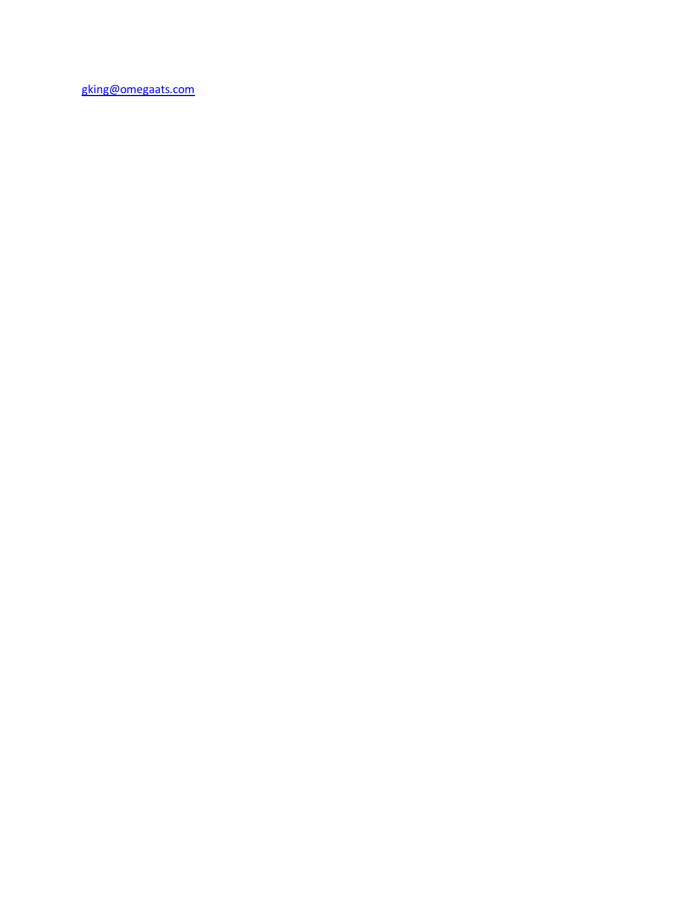gking@omegaats.com